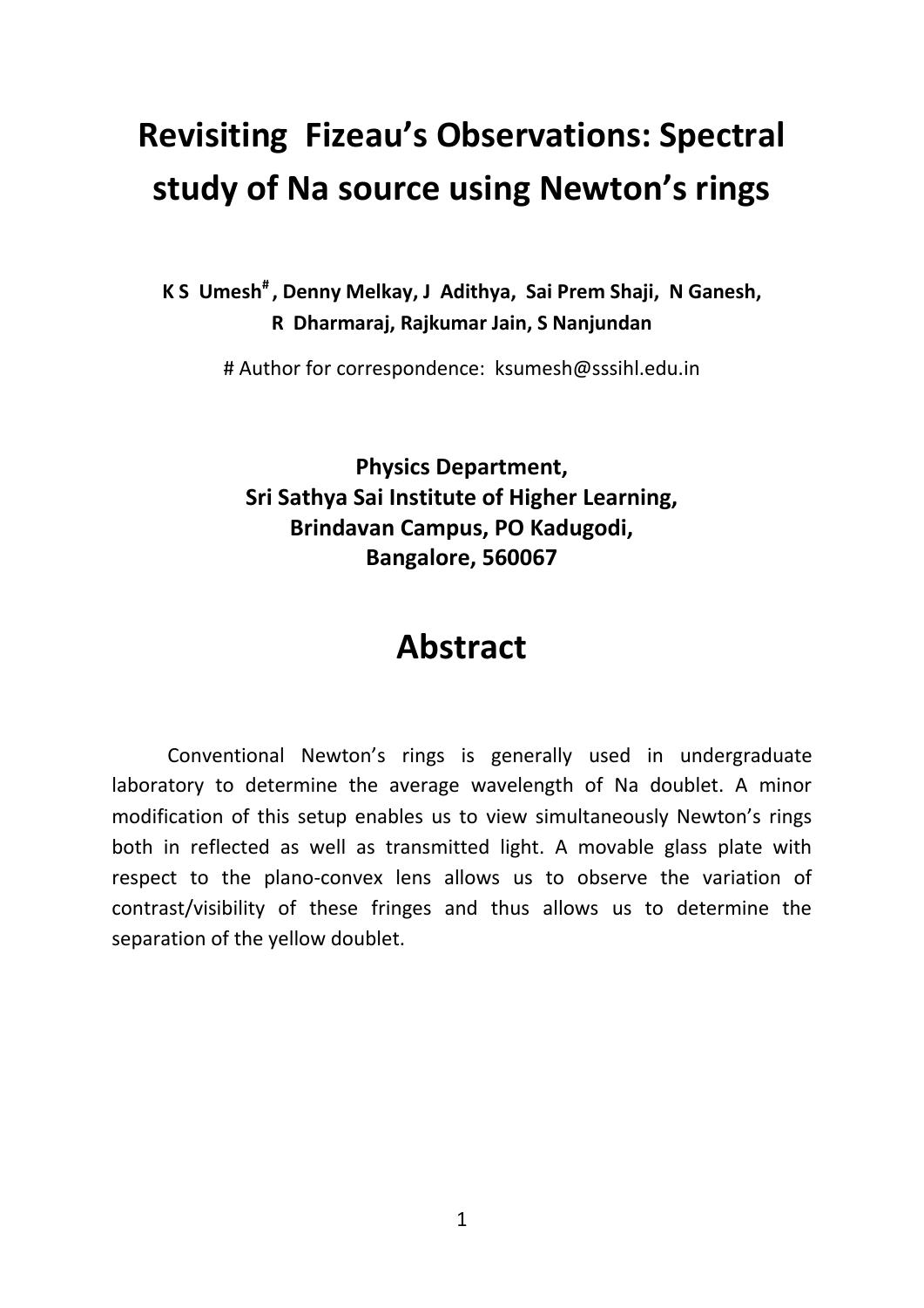# Revisiting Fizeau's Observations: Spectral study of Na source using Newton's rings

**K S Umesh[#], Denny Melkay, J Adithya, Sai Prem Shaji, N Ganesh, R Dharmaraj, Rajkumar Jain, S Nanjundan**

# Author for correspondence: ksumesh@sssihl.edu.in

**Physics Department,**
**Sri Sathya Sai Institute of Higher Learning,**
**Brindavan Campus, PO Kadugodi,**
**Bangalore, 560067**

# Abstract

Conventional Newton's rings is generally used in undergraduate laboratory to determine the average wavelength of Na doublet. A minor modification of this setup enables us to view simultaneously Newton's rings both in reflected as well as transmitted light. A movable glass plate with respect to the plano-convex lens allows us to observe the variation of contrast/visibility of these fringes and thus allows us to determine the separation of the yellow doublet.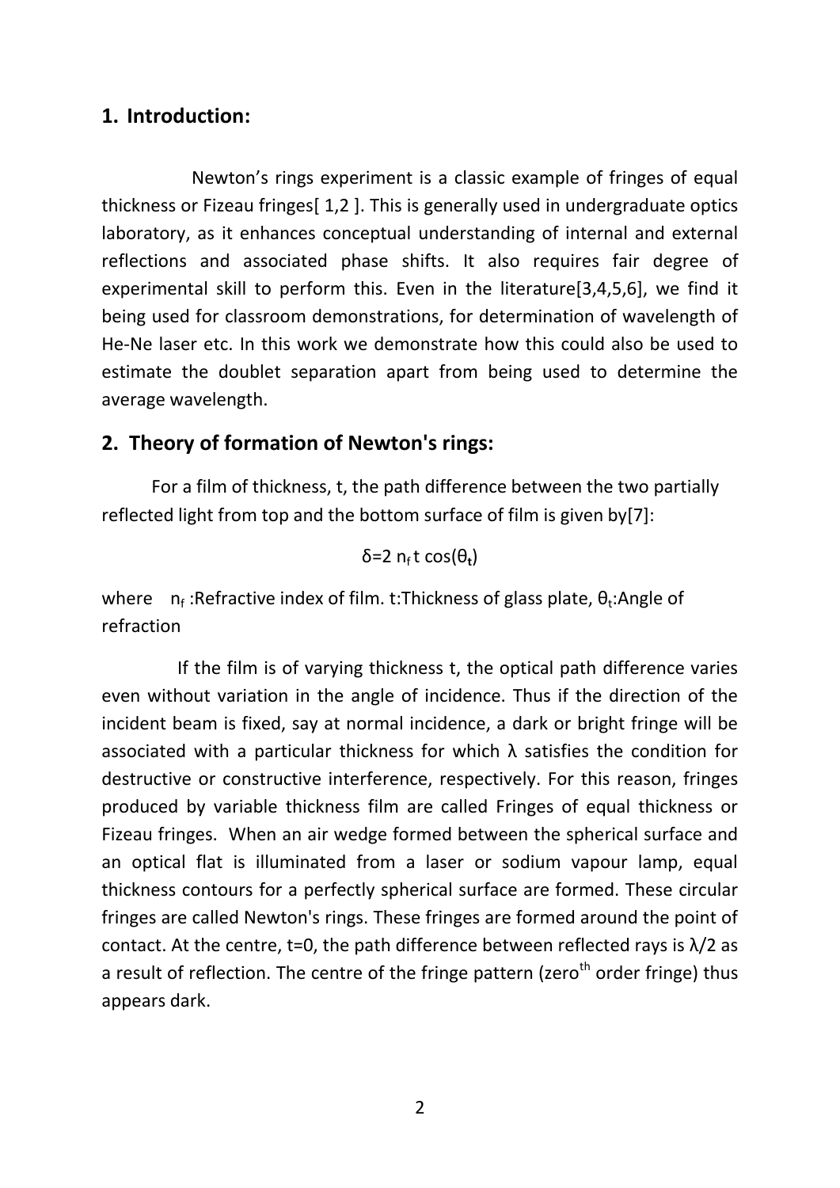## 1. Introduction:

Newton's rings experiment is a classic example of fringes of equal thickness or Fizeau fringes[ 1,2 ]. This is generally used in undergraduate optics laboratory, as it enhances conceptual understanding of internal and external reflections and associated phase shifts. It also requires fair degree of experimental skill to perform this. Even in the literature[3,4,5,6], we find it being used for classroom demonstrations, for determination of wavelength of He-Ne laser etc. In this work we demonstrate how this could also be used to estimate the doublet separation apart from being used to determine the average wavelength.

## 2. Theory of formation of Newton's rings:

For a film of thickness, t, the path difference between the two partially reflected light from top and the bottom surface of film is given by[7]:

$$\delta = 2\, n_f\, t \cos(\theta_t)$$

where $n_f$ :Refractive index of film. t:Thickness of glass plate, $\theta_t$:Angle of refraction

If the film is of varying thickness t, the optical path difference varies even without variation in the angle of incidence. Thus if the direction of the incident beam is fixed, say at normal incidence, a dark or bright fringe will be associated with a particular thickness for which $\lambda$ satisfies the condition for destructive or constructive interference, respectively. For this reason, fringes produced by variable thickness film are called Fringes of equal thickness or Fizeau fringes. When an air wedge formed between the spherical surface and an optical flat is illuminated from a laser or sodium vapour lamp, equal thickness contours for a perfectly spherical surface are formed. These circular fringes are called Newton's rings. These fringes are formed around the point of contact. At the centre, t=0, the path difference between reflected rays is $\lambda/2$ as a result of reflection. The centre of the fringe pattern (zero$^{th}$ order fringe) thus appears dark.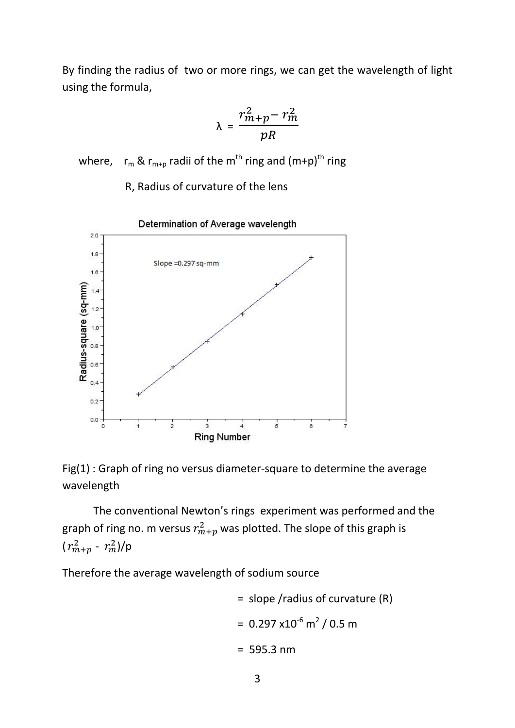By finding the radius of two or more rings, we can get the wavelength of light using the formula,

$$\lambda = \frac{r_{m+p}^2 - r_m^2}{pR}$$

where, $r_m$ & $r_{m+p}$ radii of the $m^{th}$ ring and $(m+p)^{th}$ ring

R, Radius of curvature of the lens

Fig(1) : Graph of ring no versus diameter-square to determine the average wavelength

The conventional Newton's rings experiment was performed and the graph of ring no. m versus $r_{m+p}^2$ was plotted. The slope of this graph is $(r_{m+p}^2 - r_m^2)/p$

Therefore the average wavelength of sodium source

= slope /radius of curvature (R)

= $0.297 \times 10^{-6}$ m$^2$ / 0.5 m

= 595.3 nm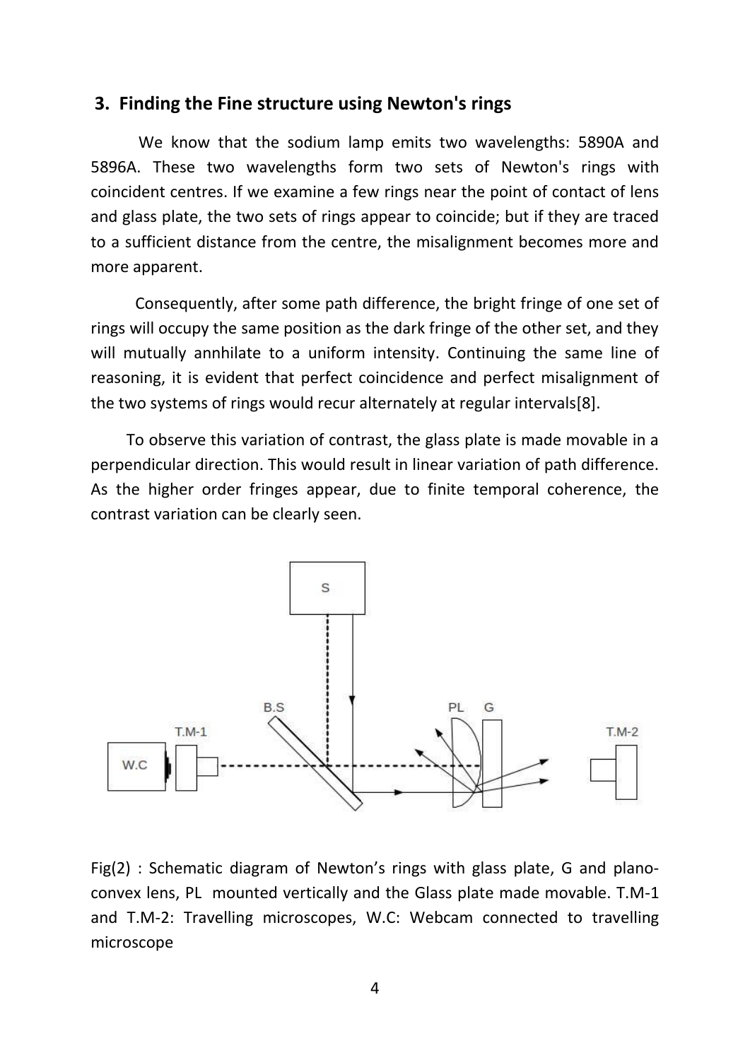## 3. Finding the Fine structure using Newton's rings

We know that the sodium lamp emits two wavelengths: 5890A and 5896A. These two wavelengths form two sets of Newton's rings with coincident centres. If we examine a few rings near the point of contact of lens and glass plate, the two sets of rings appear to coincide; but if they are traced to a sufficient distance from the centre, the misalignment becomes more and more apparent.

Consequently, after some path difference, the bright fringe of one set of rings will occupy the same position as the dark fringe of the other set, and they will mutually annhilate to a uniform intensity. Continuing the same line of reasoning, it is evident that perfect coincidence and perfect misalignment of the two systems of rings would recur alternately at regular intervals[8].

To observe this variation of contrast, the glass plate is made movable in a perpendicular direction. This would result in linear variation of path difference. As the higher order fringes appear, due to finite temporal coherence, the contrast variation can be clearly seen.

Fig(2) : Schematic diagram of Newton's rings with glass plate, G and plano-convex lens, PL mounted vertically and the Glass plate made movable. T.M-1 and T.M-2: Travelling microscopes, W.C: Webcam connected to travelling microscope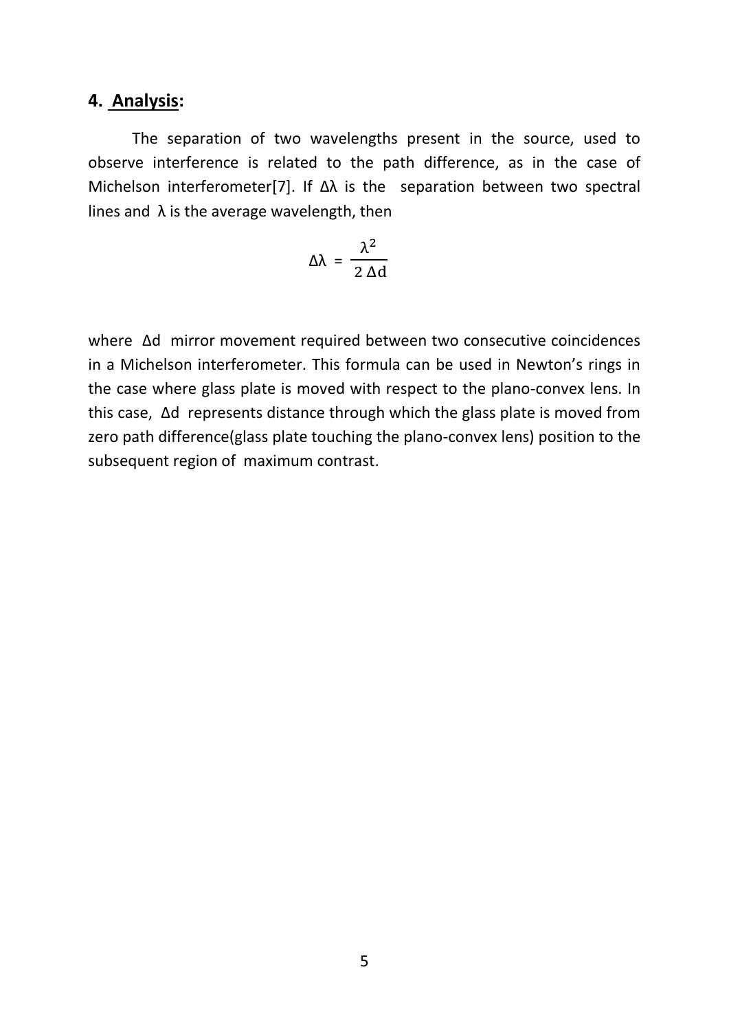## 4. Analysis:

The separation of two wavelengths present in the source, used to observe interference is related to the path difference, as in the case of Michelson interferometer[7]. If $\Delta\lambda$ is the separation between two spectral lines and $\lambda$ is the average wavelength, then

$$\Delta\lambda = \frac{\lambda^2}{2\,\Delta d}$$

where $\Delta d$ mirror movement required between two consecutive coincidences in a Michelson interferometer. This formula can be used in Newton's rings in the case where glass plate is moved with respect to the plano-convex lens. In this case, $\Delta d$ represents distance through which the glass plate is moved from zero path difference(glass plate touching the plano-convex lens) position to the subsequent region of maximum contrast.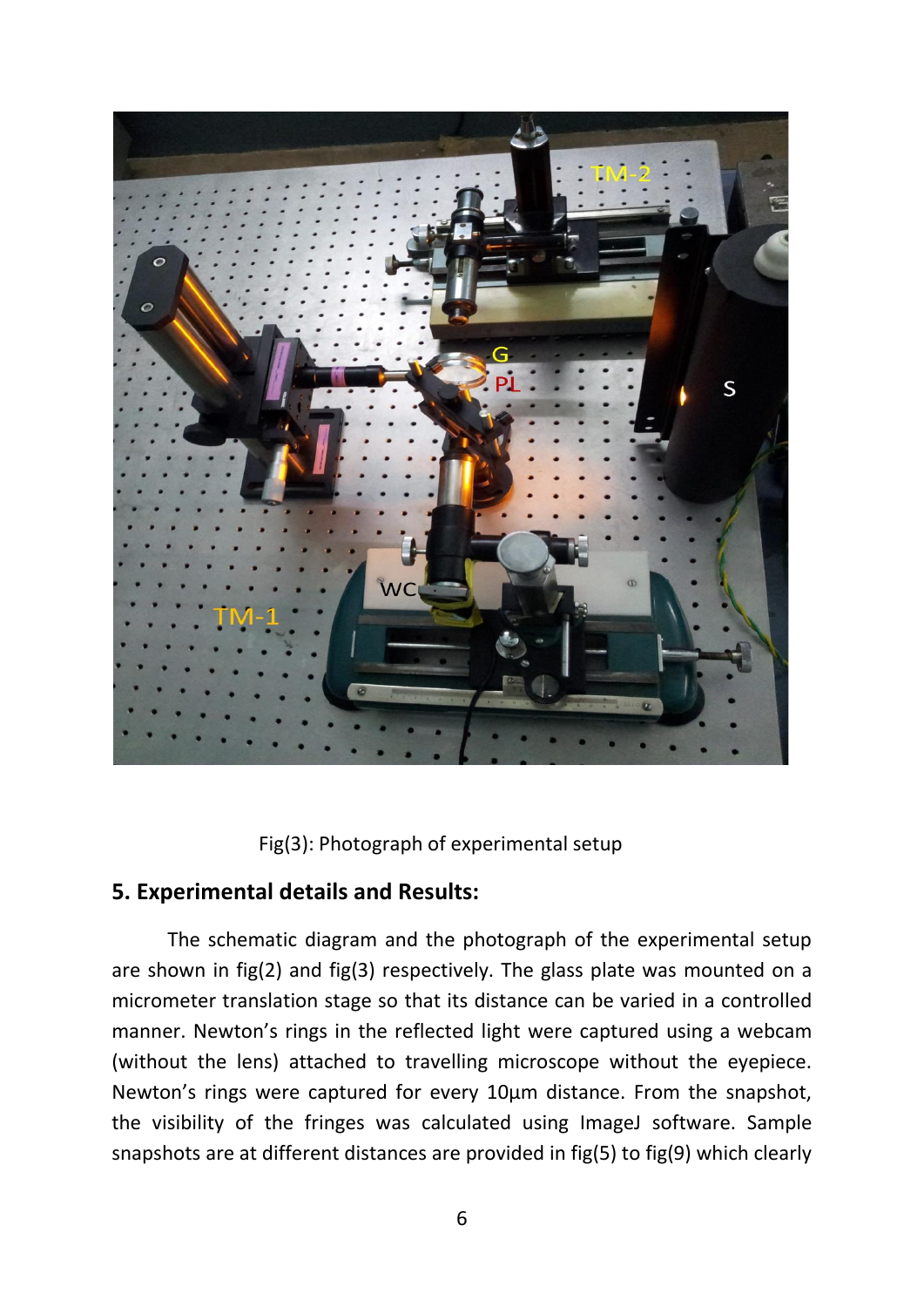Fig(3): Photograph of experimental setup

## 5. Experimental details and Results:

The schematic diagram and the photograph of the experimental setup are shown in fig(2) and fig(3) respectively. The glass plate was mounted on a micrometer translation stage so that its distance can be varied in a controlled manner. Newton's rings in the reflected light were captured using a webcam (without the lens) attached to travelling microscope without the eyepiece. Newton's rings were captured for every 10µm distance. From the snapshot, the visibility of the fringes was calculated using ImageJ software. Sample snapshots are at different distances are provided in fig(5) to fig(9) which clearly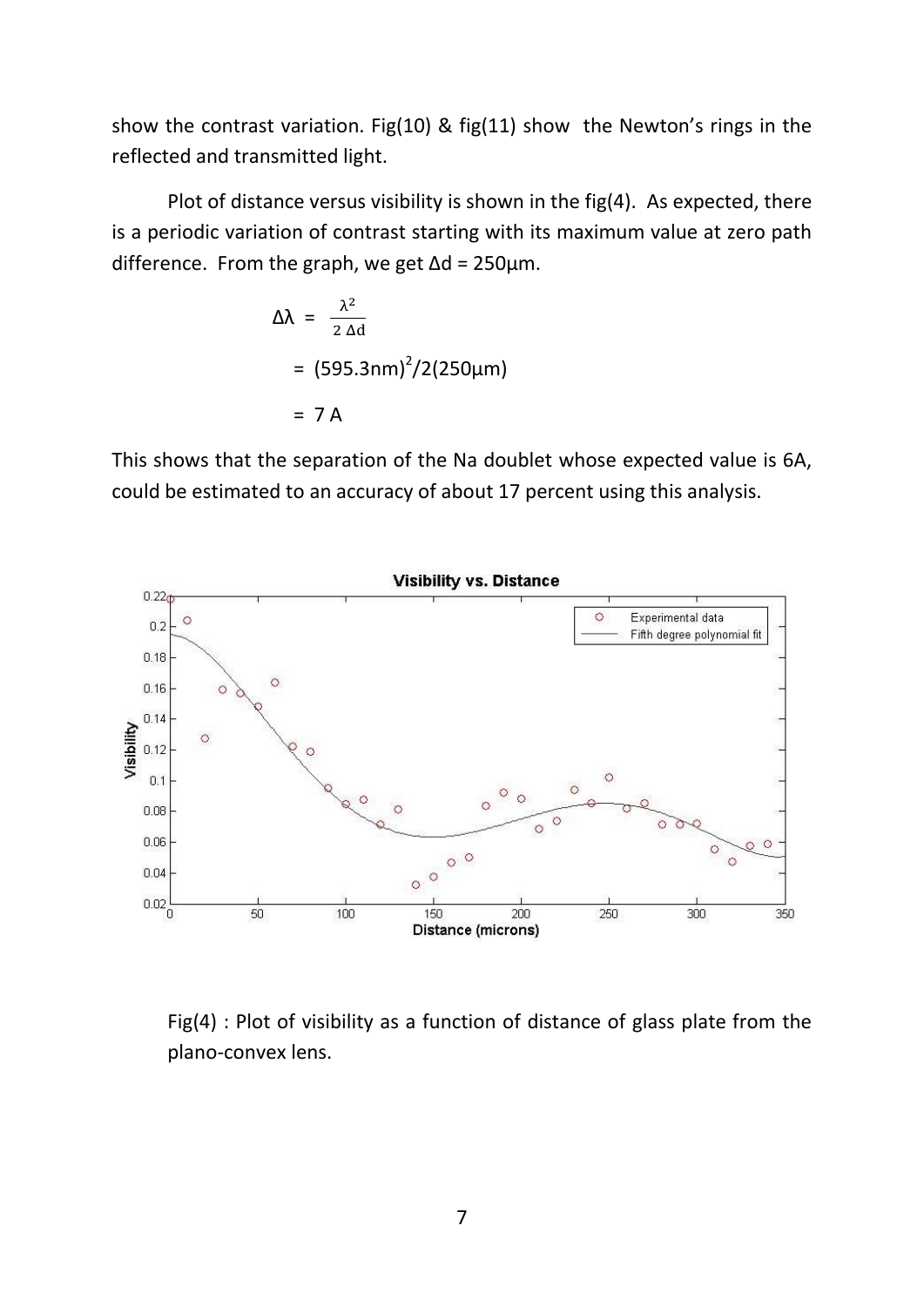show the contrast variation. Fig(10) & fig(11) show the Newton's rings in the reflected and transmitted light.

Plot of distance versus visibility is shown in the fig(4). As expected, there is a periodic variation of contrast starting with its maximum value at zero path difference. From the graph, we get $\Delta d = 250\mu m$.

$$\Delta\lambda = \frac{\lambda^2}{2\,\Delta d}$$

$$= (595.3\text{nm})^2/2(250\mu\text{m})$$

$$= 7\text{ A}$$

This shows that the separation of the Na doublet whose expected value is 6A, could be estimated to an accuracy of about 17 percent using this analysis.

Fig(4) : Plot of visibility as a function of distance of glass plate from the plano-convex lens.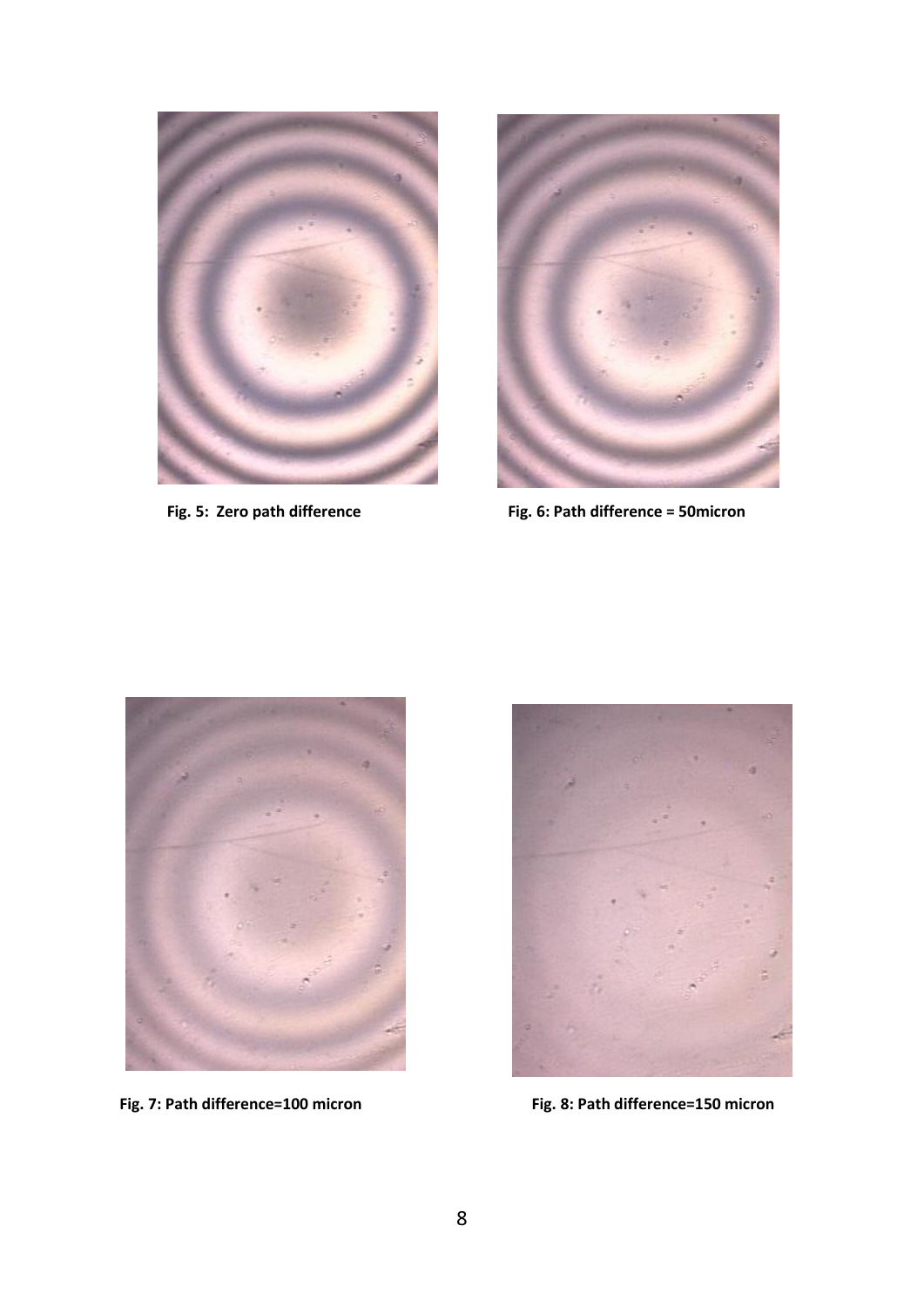**Fig. 5: Zero path difference**

**Fig. 6: Path difference = 50micron**

**Fig. 7: Path difference=100 micron**

**Fig. 8: Path difference=150 micron**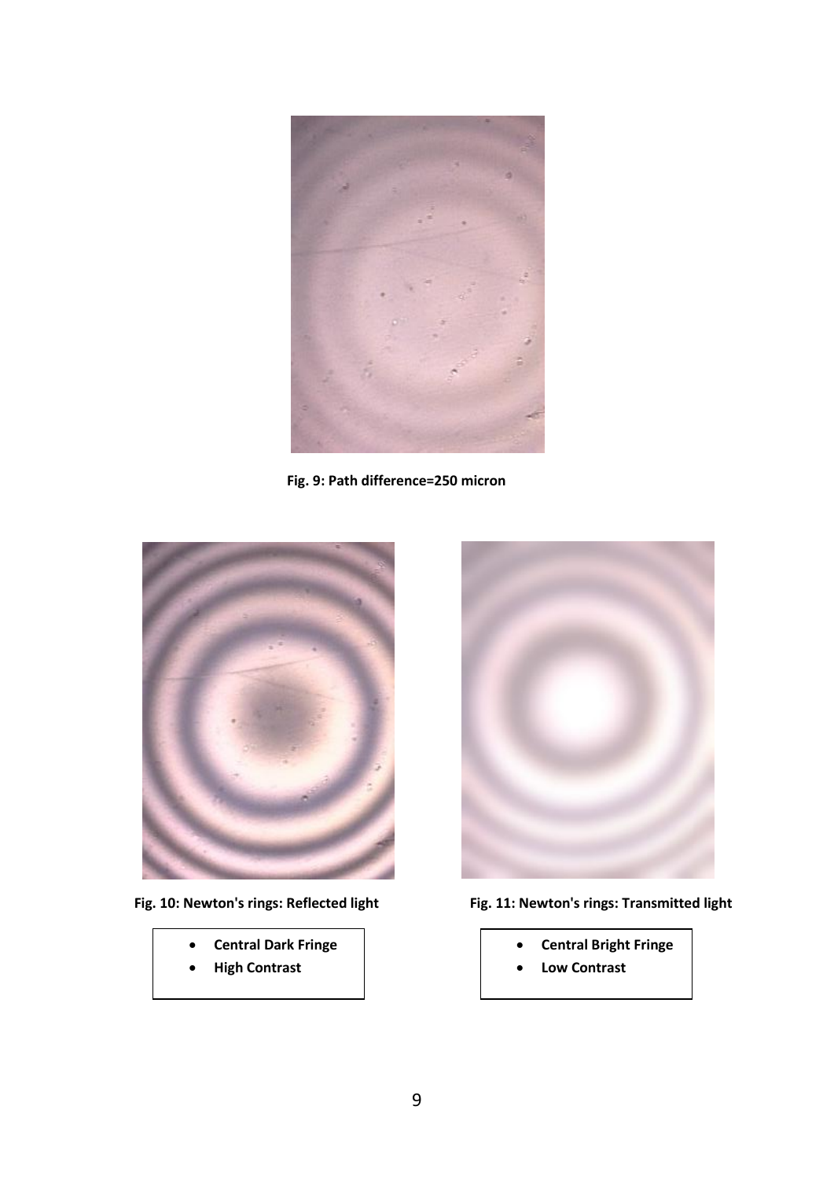Fig. 9: Path difference=250 micron

Fig. 10: Newton's rings: Reflected light

- **Central Dark Fringe**
- **High Contrast**

Fig. 11: Newton's rings: Transmitted light

- **Central Bright Fringe**
- **Low Contrast**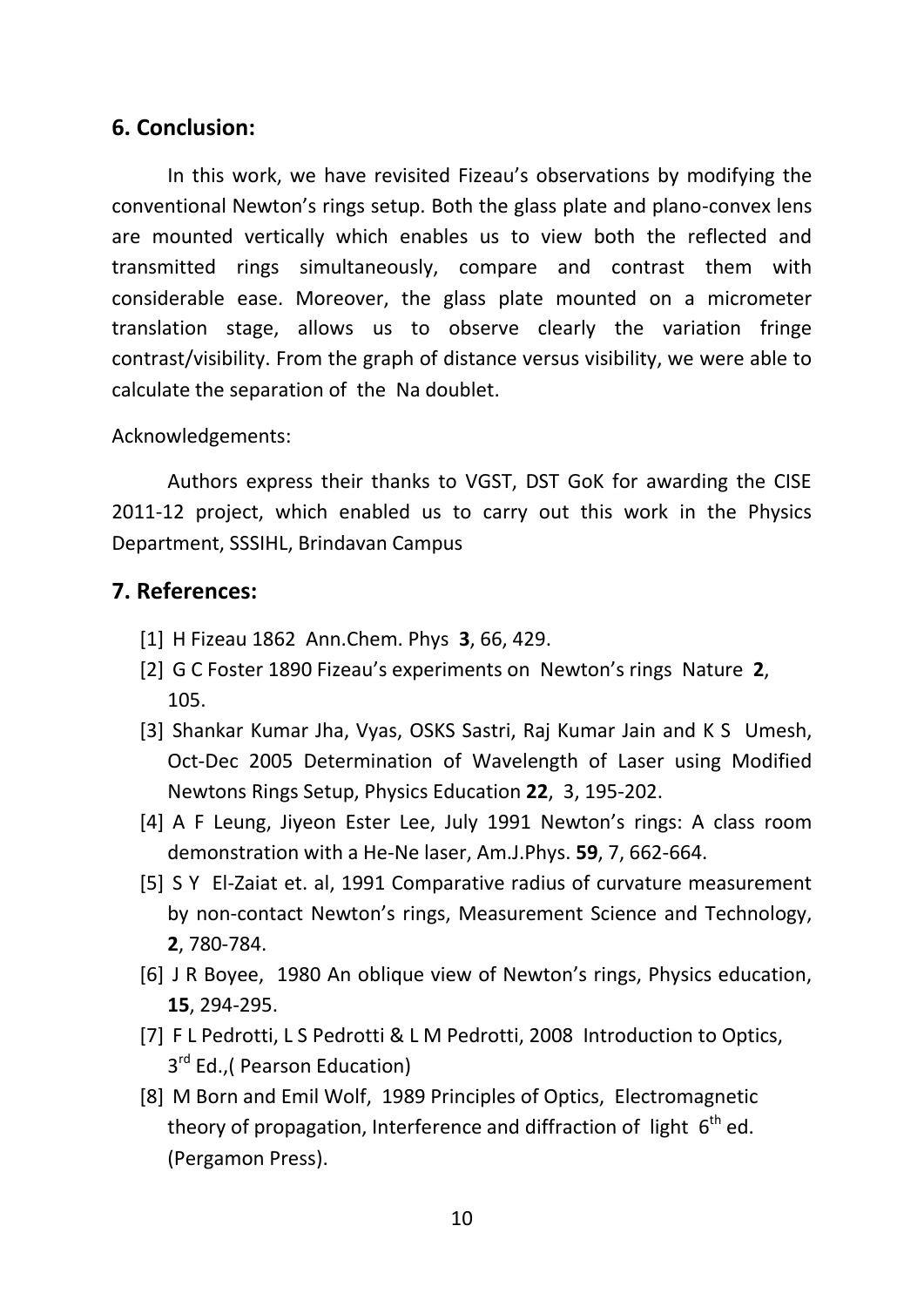## 6. Conclusion:

In this work, we have revisited Fizeau's observations by modifying the conventional Newton's rings setup. Both the glass plate and plano-convex lens are mounted vertically which enables us to view both the reflected and transmitted rings simultaneously, compare and contrast them with considerable ease. Moreover, the glass plate mounted on a micrometer translation stage, allows us to observe clearly the variation fringe contrast/visibility. From the graph of distance versus visibility, we were able to calculate the separation of the Na doublet.

Acknowledgements:

Authors express their thanks to VGST, DST GoK for awarding the CISE 2011-12 project, which enabled us to carry out this work in the Physics Department, SSSIHL, Brindavan Campus

## 7. References:

[1] H Fizeau 1862 Ann.Chem. Phys **3**, 66, 429.

[2] G C Foster 1890 Fizeau's experiments on Newton's rings Nature **2**, 105.

[3] Shankar Kumar Jha, Vyas, OSKS Sastri, Raj Kumar Jain and K S Umesh, Oct-Dec 2005 Determination of Wavelength of Laser using Modified Newtons Rings Setup, Physics Education **22**, 3, 195-202.

[4] A F Leung, Jiyeon Ester Lee, July 1991 Newton's rings: A class room demonstration with a He-Ne laser, Am.J.Phys. **59**, 7, 662-664.

[5] S Y El-Zaiat et. al, 1991 Comparative radius of curvature measurement by non-contact Newton's rings, Measurement Science and Technology, **2**, 780-784.

[6] J R Boyee, 1980 An oblique view of Newton's rings, Physics education, **15**, 294-295.

[7] F L Pedrotti, L S Pedrotti & L M Pedrotti, 2008 Introduction to Optics, 3rd Ed.,( Pearson Education)

[8] M Born and Emil Wolf, 1989 Principles of Optics, Electromagnetic theory of propagation, Interference and diffraction of light 6th ed. (Pergamon Press).